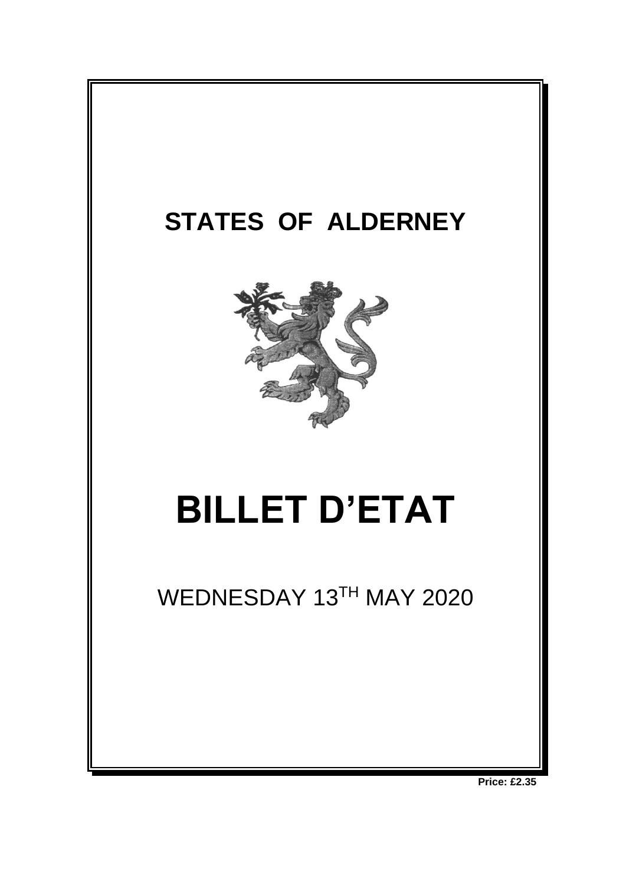# STATES OF ALDERNEY

# BILLET D'ETAT

WEDNESDAY 13TH MAY 2020

**Price: £2.35**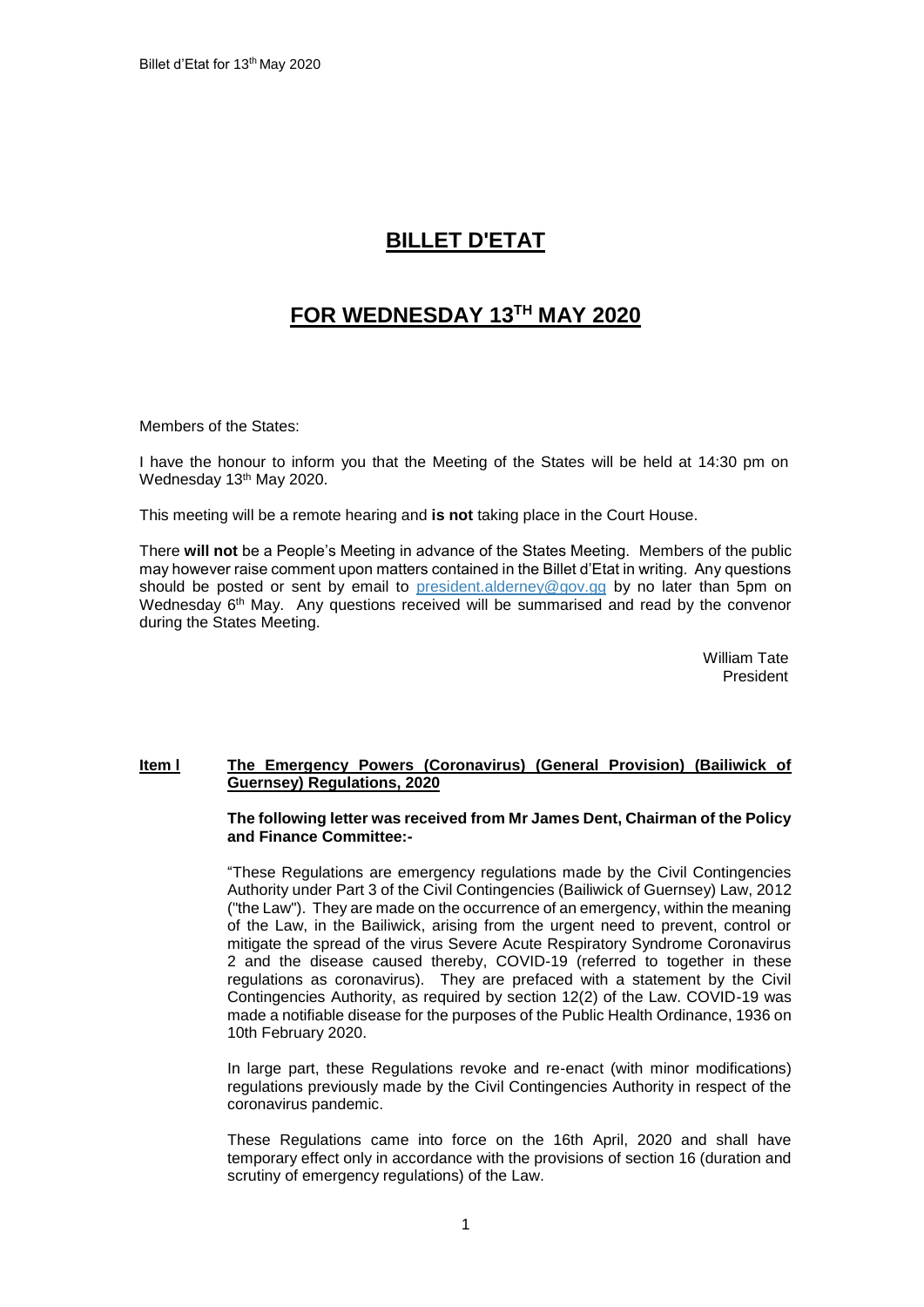# BILLET D'ETAT

# FOR WEDNESDAY 13TH MAY 2020

Members of the States:

I have the honour to inform you that the Meeting of the States will be held at 14:30 pm on Wednesday 13th May 2020.

This meeting will be a remote hearing and **is not** taking place in the Court House.

There **will not** be a People's Meeting in advance of the States Meeting. Members of the public may however raise comment upon matters contained in the Billet d'Etat in writing. Any questions should be posted or sent by email to president.alderney@gov.gg by no later than 5pm on Wednesday 6th May. Any questions received will be summarised and read by the convenor during the States Meeting.

William Tate
President

**Item l** **The Emergency Powers (Coronavirus) (General Provision) (Bailiwick of Guernsey) Regulations, 2020**

**The following letter was received from Mr James Dent, Chairman of the Policy and Finance Committee:-**

"These Regulations are emergency regulations made by the Civil Contingencies Authority under Part 3 of the Civil Contingencies (Bailiwick of Guernsey) Law, 2012 ("the Law"). They are made on the occurrence of an emergency, within the meaning of the Law, in the Bailiwick, arising from the urgent need to prevent, control or mitigate the spread of the virus Severe Acute Respiratory Syndrome Coronavirus 2 and the disease caused thereby, COVID-19 (referred to together in these regulations as coronavirus). They are prefaced with a statement by the Civil Contingencies Authority, as required by section 12(2) of the Law. COVID-19 was made a notifiable disease for the purposes of the Public Health Ordinance, 1936 on 10th February 2020.

In large part, these Regulations revoke and re-enact (with minor modifications) regulations previously made by the Civil Contingencies Authority in respect of the coronavirus pandemic.

These Regulations came into force on the 16th April, 2020 and shall have temporary effect only in accordance with the provisions of section 16 (duration and scrutiny of emergency regulations) of the Law.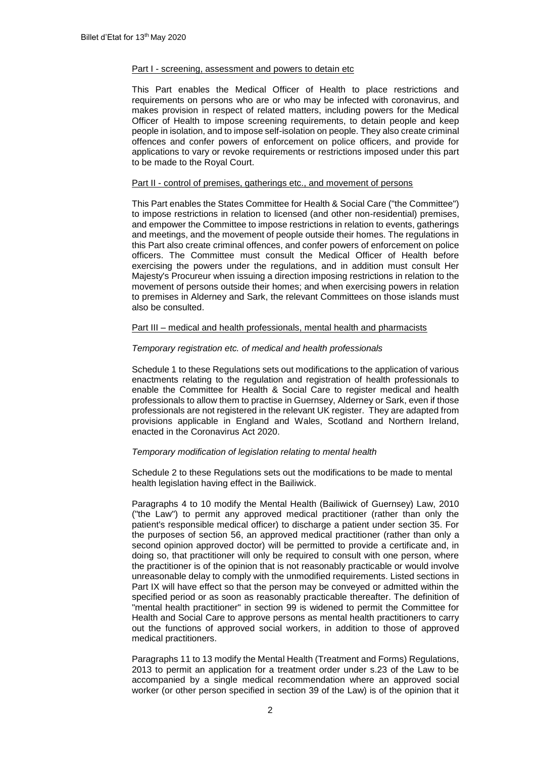Part I - screening, assessment and powers to detain etc

This Part enables the Medical Officer of Health to place restrictions and requirements on persons who are or who may be infected with coronavirus, and makes provision in respect of related matters, including powers for the Medical Officer of Health to impose screening requirements, to detain people and keep people in isolation, and to impose self-isolation on people. They also create criminal offences and confer powers of enforcement on police officers, and provide for applications to vary or revoke requirements or restrictions imposed under this part to be made to the Royal Court.

Part II - control of premises, gatherings etc., and movement of persons

This Part enables the States Committee for Health & Social Care ("the Committee") to impose restrictions in relation to licensed (and other non-residential) premises, and empower the Committee to impose restrictions in relation to events, gatherings and meetings, and the movement of people outside their homes. The regulations in this Part also create criminal offences, and confer powers of enforcement on police officers. The Committee must consult the Medical Officer of Health before exercising the powers under the regulations, and in addition must consult Her Majesty's Procureur when issuing a direction imposing restrictions in relation to the movement of persons outside their homes; and when exercising powers in relation to premises in Alderney and Sark, the relevant Committees on those islands must also be consulted.

Part III – medical and health professionals, mental health and pharmacists

*Temporary registration etc. of medical and health professionals*

Schedule 1 to these Regulations sets out modifications to the application of various enactments relating to the regulation and registration of health professionals to enable the Committee for Health & Social Care to register medical and health professionals to allow them to practise in Guernsey, Alderney or Sark, even if those professionals are not registered in the relevant UK register. They are adapted from provisions applicable in England and Wales, Scotland and Northern Ireland, enacted in the Coronavirus Act 2020.

*Temporary modification of legislation relating to mental health*

Schedule 2 to these Regulations sets out the modifications to be made to mental health legislation having effect in the Bailiwick.

Paragraphs 4 to 10 modify the Mental Health (Bailiwick of Guernsey) Law, 2010 ("the Law") to permit any approved medical practitioner (rather than only the patient's responsible medical officer) to discharge a patient under section 35. For the purposes of section 56, an approved medical practitioner (rather than only a second opinion approved doctor) will be permitted to provide a certificate and, in doing so, that practitioner will only be required to consult with one person, where the practitioner is of the opinion that is not reasonably practicable or would involve unreasonable delay to comply with the unmodified requirements. Listed sections in Part IX will have effect so that the person may be conveyed or admitted within the specified period or as soon as reasonably practicable thereafter. The definition of "mental health practitioner" in section 99 is widened to permit the Committee for Health and Social Care to approve persons as mental health practitioners to carry out the functions of approved social workers, in addition to those of approved medical practitioners.

Paragraphs 11 to 13 modify the Mental Health (Treatment and Forms) Regulations, 2013 to permit an application for a treatment order under s.23 of the Law to be accompanied by a single medical recommendation where an approved social worker (or other person specified in section 39 of the Law) is of the opinion that it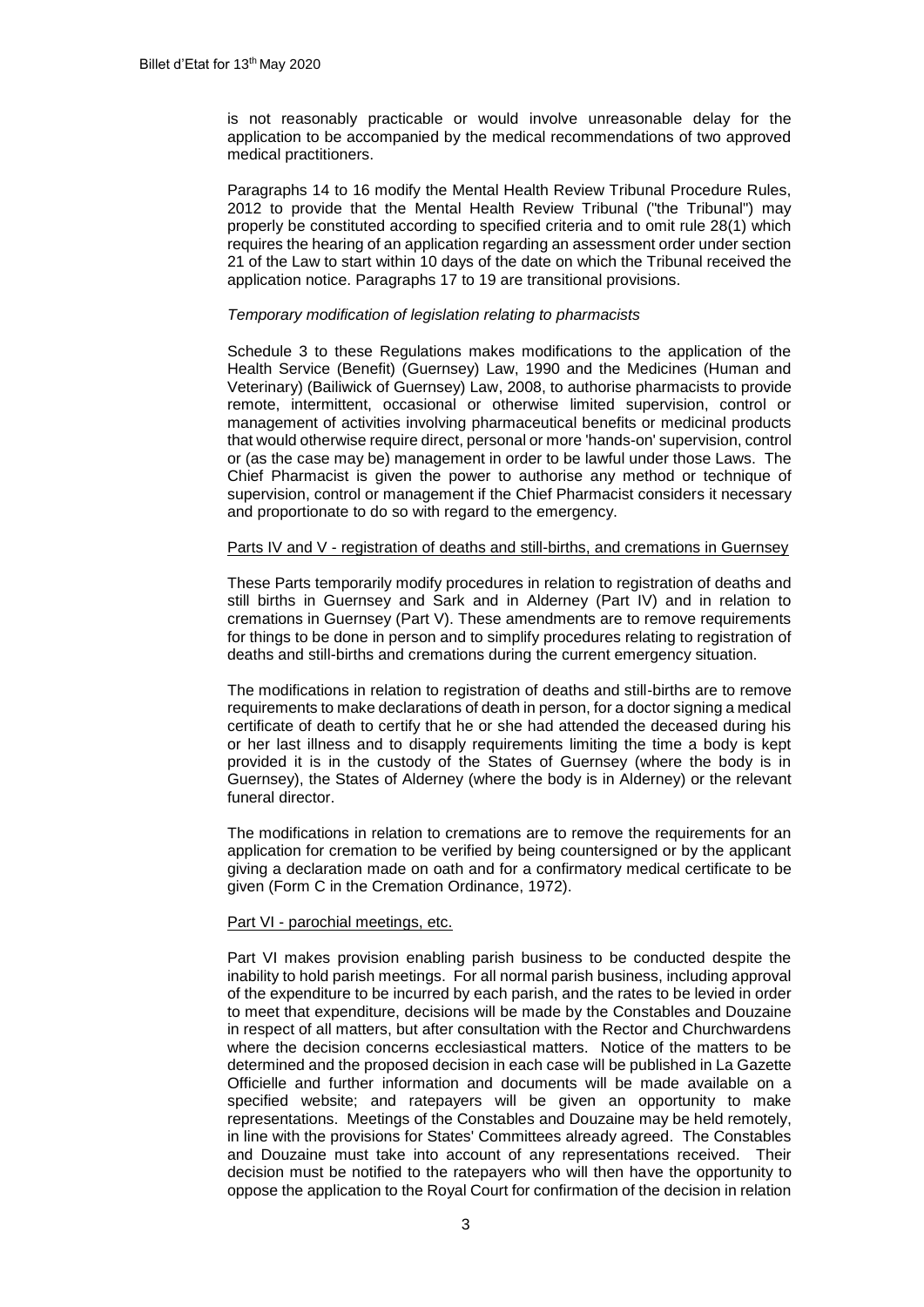is not reasonably practicable or would involve unreasonable delay for the application to be accompanied by the medical recommendations of two approved medical practitioners.

Paragraphs 14 to 16 modify the Mental Health Review Tribunal Procedure Rules, 2012 to provide that the Mental Health Review Tribunal ("the Tribunal") may properly be constituted according to specified criteria and to omit rule 28(1) which requires the hearing of an application regarding an assessment order under section 21 of the Law to start within 10 days of the date on which the Tribunal received the application notice. Paragraphs 17 to 19 are transitional provisions.

*Temporary modification of legislation relating to pharmacists*

Schedule 3 to these Regulations makes modifications to the application of the Health Service (Benefit) (Guernsey) Law, 1990 and the Medicines (Human and Veterinary) (Bailiwick of Guernsey) Law, 2008, to authorise pharmacists to provide remote, intermittent, occasional or otherwise limited supervision, control or management of activities involving pharmaceutical benefits or medicinal products that would otherwise require direct, personal or more 'hands-on' supervision, control or (as the case may be) management in order to be lawful under those Laws. The Chief Pharmacist is given the power to authorise any method or technique of supervision, control or management if the Chief Pharmacist considers it necessary and proportionate to do so with regard to the emergency.

<u>Parts IV and V - registration of deaths and still-births, and cremations in Guernsey</u>

These Parts temporarily modify procedures in relation to registration of deaths and still births in Guernsey and Sark and in Alderney (Part IV) and in relation to cremations in Guernsey (Part V). These amendments are to remove requirements for things to be done in person and to simplify procedures relating to registration of deaths and still-births and cremations during the current emergency situation.

The modifications in relation to registration of deaths and still-births are to remove requirements to make declarations of death in person, for a doctor signing a medical certificate of death to certify that he or she had attended the deceased during his or her last illness and to disapply requirements limiting the time a body is kept provided it is in the custody of the States of Guernsey (where the body is in Guernsey), the States of Alderney (where the body is in Alderney) or the relevant funeral director.

The modifications in relation to cremations are to remove the requirements for an application for cremation to be verified by being countersigned or by the applicant giving a declaration made on oath and for a confirmatory medical certificate to be given (Form C in the Cremation Ordinance, 1972).

<u>Part VI - parochial meetings, etc.</u>

Part VI makes provision enabling parish business to be conducted despite the inability to hold parish meetings. For all normal parish business, including approval of the expenditure to be incurred by each parish, and the rates to be levied in order to meet that expenditure, decisions will be made by the Constables and Douzaine in respect of all matters, but after consultation with the Rector and Churchwardens where the decision concerns ecclesiastical matters. Notice of the matters to be determined and the proposed decision in each case will be published in La Gazette Officielle and further information and documents will be made available on a specified website; and ratepayers will be given an opportunity to make representations. Meetings of the Constables and Douzaine may be held remotely, in line with the provisions for States' Committees already agreed. The Constables and Douzaine must take into account of any representations received. Their decision must be notified to the ratepayers who will then have the opportunity to oppose the application to the Royal Court for confirmation of the decision in relation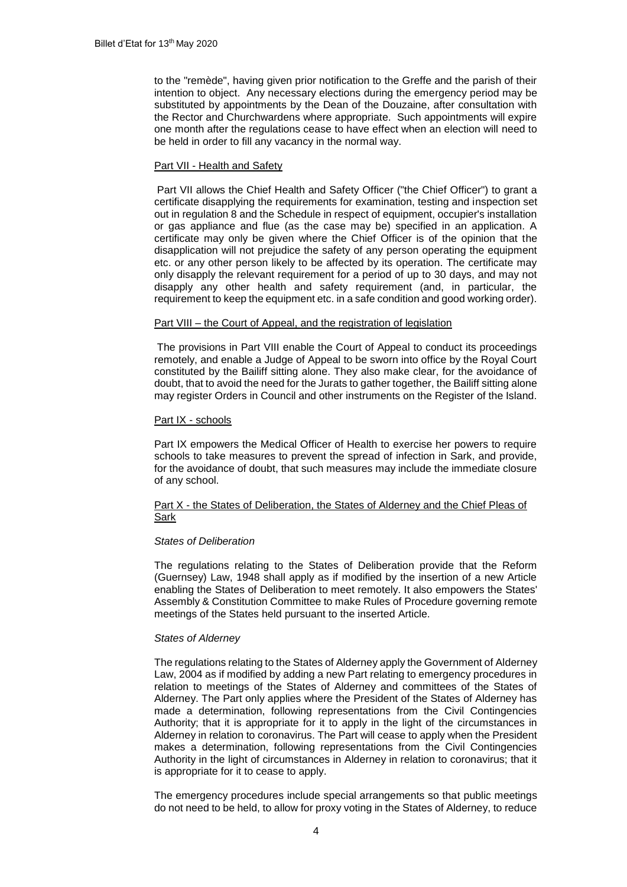to the "remède", having given prior notification to the Greffe and the parish of their intention to object. Any necessary elections during the emergency period may be substituted by appointments by the Dean of the Douzaine, after consultation with the Rector and Churchwardens where appropriate. Such appointments will expire one month after the regulations cease to have effect when an election will need to be held in order to fill any vacancy in the normal way.

Part VII - Health and Safety

Part VII allows the Chief Health and Safety Officer ("the Chief Officer") to grant a certificate disapplying the requirements for examination, testing and inspection set out in regulation 8 and the Schedule in respect of equipment, occupier's installation or gas appliance and flue (as the case may be) specified in an application. A certificate may only be given where the Chief Officer is of the opinion that the disapplication will not prejudice the safety of any person operating the equipment etc. or any other person likely to be affected by its operation. The certificate may only disapply the relevant requirement for a period of up to 30 days, and may not disapply any other health and safety requirement (and, in particular, the requirement to keep the equipment etc. in a safe condition and good working order).

Part VIII – the Court of Appeal, and the registration of legislation

The provisions in Part VIII enable the Court of Appeal to conduct its proceedings remotely, and enable a Judge of Appeal to be sworn into office by the Royal Court constituted by the Bailiff sitting alone. They also make clear, for the avoidance of doubt, that to avoid the need for the Jurats to gather together, the Bailiff sitting alone may register Orders in Council and other instruments on the Register of the Island.

Part IX - schools

Part IX empowers the Medical Officer of Health to exercise her powers to require schools to take measures to prevent the spread of infection in Sark, and provide, for the avoidance of doubt, that such measures may include the immediate closure of any school.

Part X - the States of Deliberation, the States of Alderney and the Chief Pleas of Sark

*States of Deliberation*

The regulations relating to the States of Deliberation provide that the Reform (Guernsey) Law, 1948 shall apply as if modified by the insertion of a new Article enabling the States of Deliberation to meet remotely. It also empowers the States' Assembly & Constitution Committee to make Rules of Procedure governing remote meetings of the States held pursuant to the inserted Article.

*States of Alderney*

The regulations relating to the States of Alderney apply the Government of Alderney Law, 2004 as if modified by adding a new Part relating to emergency procedures in relation to meetings of the States of Alderney and committees of the States of Alderney. The Part only applies where the President of the States of Alderney has made a determination, following representations from the Civil Contingencies Authority; that it is appropriate for it to apply in the light of the circumstances in Alderney in relation to coronavirus. The Part will cease to apply when the President makes a determination, following representations from the Civil Contingencies Authority in the light of circumstances in Alderney in relation to coronavirus; that it is appropriate for it to cease to apply.

The emergency procedures include special arrangements so that public meetings do not need to be held, to allow for proxy voting in the States of Alderney, to reduce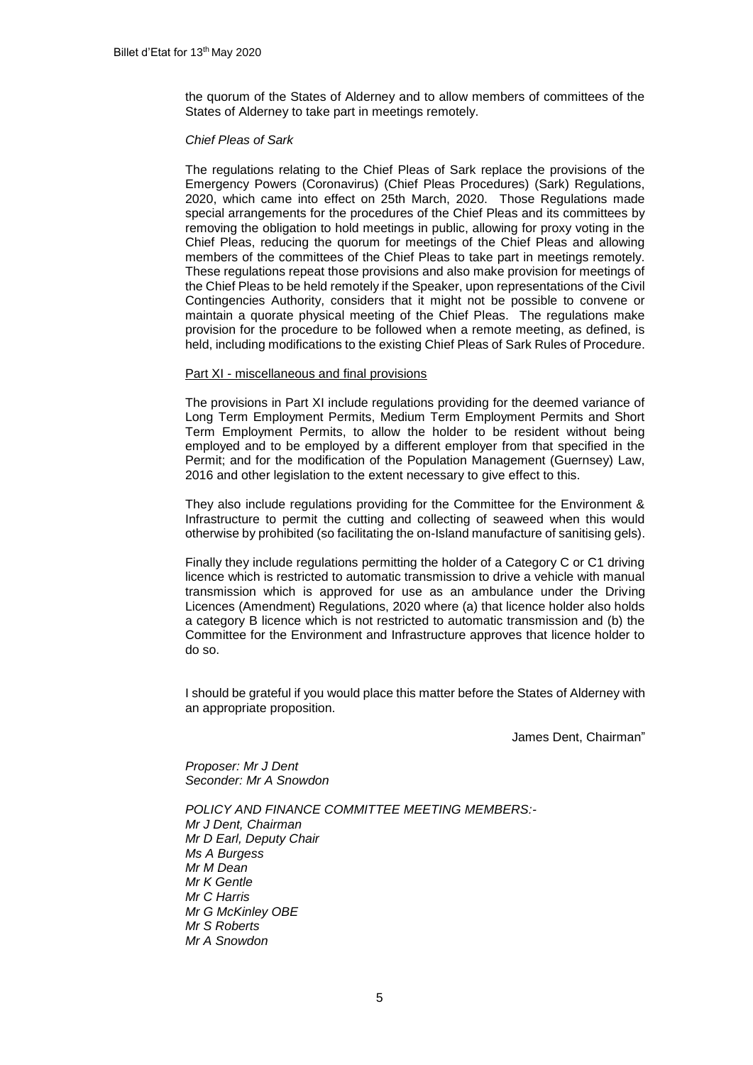the quorum of the States of Alderney and to allow members of committees of the States of Alderney to take part in meetings remotely.

*Chief Pleas of Sark*

The regulations relating to the Chief Pleas of Sark replace the provisions of the Emergency Powers (Coronavirus) (Chief Pleas Procedures) (Sark) Regulations, 2020, which came into effect on 25th March, 2020. Those Regulations made special arrangements for the procedures of the Chief Pleas and its committees by removing the obligation to hold meetings in public, allowing for proxy voting in the Chief Pleas, reducing the quorum for meetings of the Chief Pleas and allowing members of the committees of the Chief Pleas to take part in meetings remotely. These regulations repeat those provisions and also make provision for meetings of the Chief Pleas to be held remotely if the Speaker, upon representations of the Civil Contingencies Authority, considers that it might not be possible to convene or maintain a quorate physical meeting of the Chief Pleas. The regulations make provision for the procedure to be followed when a remote meeting, as defined, is held, including modifications to the existing Chief Pleas of Sark Rules of Procedure.

Part XI - miscellaneous and final provisions

The provisions in Part XI include regulations providing for the deemed variance of Long Term Employment Permits, Medium Term Employment Permits and Short Term Employment Permits, to allow the holder to be resident without being employed and to be employed by a different employer from that specified in the Permit; and for the modification of the Population Management (Guernsey) Law, 2016 and other legislation to the extent necessary to give effect to this.

They also include regulations providing for the Committee for the Environment & Infrastructure to permit the cutting and collecting of seaweed when this would otherwise by prohibited (so facilitating the on-Island manufacture of sanitising gels).

Finally they include regulations permitting the holder of a Category C or C1 driving licence which is restricted to automatic transmission to drive a vehicle with manual transmission which is approved for use as an ambulance under the Driving Licences (Amendment) Regulations, 2020 where (a) that licence holder also holds a category B licence which is not restricted to automatic transmission and (b) the Committee for the Environment and Infrastructure approves that licence holder to do so.

I should be grateful if you would place this matter before the States of Alderney with an appropriate proposition.

James Dent, Chairman"

*Proposer: Mr J Dent*
*Seconder: Mr A Snowdon*

*POLICY AND FINANCE COMMITTEE MEETING MEMBERS:-*
*Mr J Dent, Chairman*
*Mr D Earl, Deputy Chair*
*Ms A Burgess*
*Mr M Dean*
*Mr K Gentle*
*Mr C Harris*
*Mr G McKinley OBE*
*Mr S Roberts*
*Mr A Snowdon*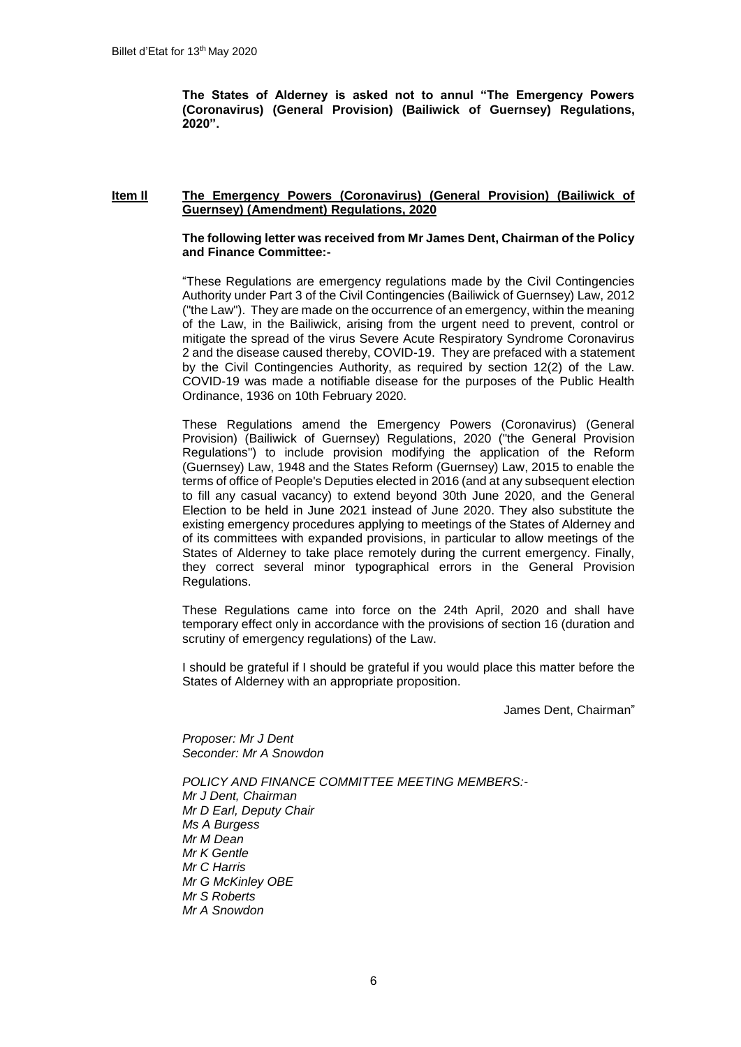**The States of Alderney is asked not to annul "The Emergency Powers (Coronavirus) (General Provision) (Bailiwick of Guernsey) Regulations, 2020".**

**Item II** **The Emergency Powers (Coronavirus) (General Provision) (Bailiwick of Guernsey) (Amendment) Regulations, 2020**

**The following letter was received from Mr James Dent, Chairman of the Policy and Finance Committee:-**

"These Regulations are emergency regulations made by the Civil Contingencies Authority under Part 3 of the Civil Contingencies (Bailiwick of Guernsey) Law, 2012 ("the Law"). They are made on the occurrence of an emergency, within the meaning of the Law, in the Bailiwick, arising from the urgent need to prevent, control or mitigate the spread of the virus Severe Acute Respiratory Syndrome Coronavirus 2 and the disease caused thereby, COVID-19. They are prefaced with a statement by the Civil Contingencies Authority, as required by section 12(2) of the Law. COVID-19 was made a notifiable disease for the purposes of the Public Health Ordinance, 1936 on 10th February 2020.

These Regulations amend the Emergency Powers (Coronavirus) (General Provision) (Bailiwick of Guernsey) Regulations, 2020 ("the General Provision Regulations") to include provision modifying the application of the Reform (Guernsey) Law, 1948 and the States Reform (Guernsey) Law, 2015 to enable the terms of office of People's Deputies elected in 2016 (and at any subsequent election to fill any casual vacancy) to extend beyond 30th June 2020, and the General Election to be held in June 2021 instead of June 2020. They also substitute the existing emergency procedures applying to meetings of the States of Alderney and of its committees with expanded provisions, in particular to allow meetings of the States of Alderney to take place remotely during the current emergency. Finally, they correct several minor typographical errors in the General Provision Regulations.

These Regulations came into force on the 24th April, 2020 and shall have temporary effect only in accordance with the provisions of section 16 (duration and scrutiny of emergency regulations) of the Law.

I should be grateful if I should be grateful if you would place this matter before the States of Alderney with an appropriate proposition.

James Dent, Chairman"

*Proposer: Mr J Dent*
*Seconder: Mr A Snowdon*

*POLICY AND FINANCE COMMITTEE MEETING MEMBERS:-*
*Mr J Dent, Chairman*
*Mr D Earl, Deputy Chair*
*Ms A Burgess*
*Mr M Dean*
*Mr K Gentle*
*Mr C Harris*
*Mr G McKinley OBE*
*Mr S Roberts*
*Mr A Snowdon*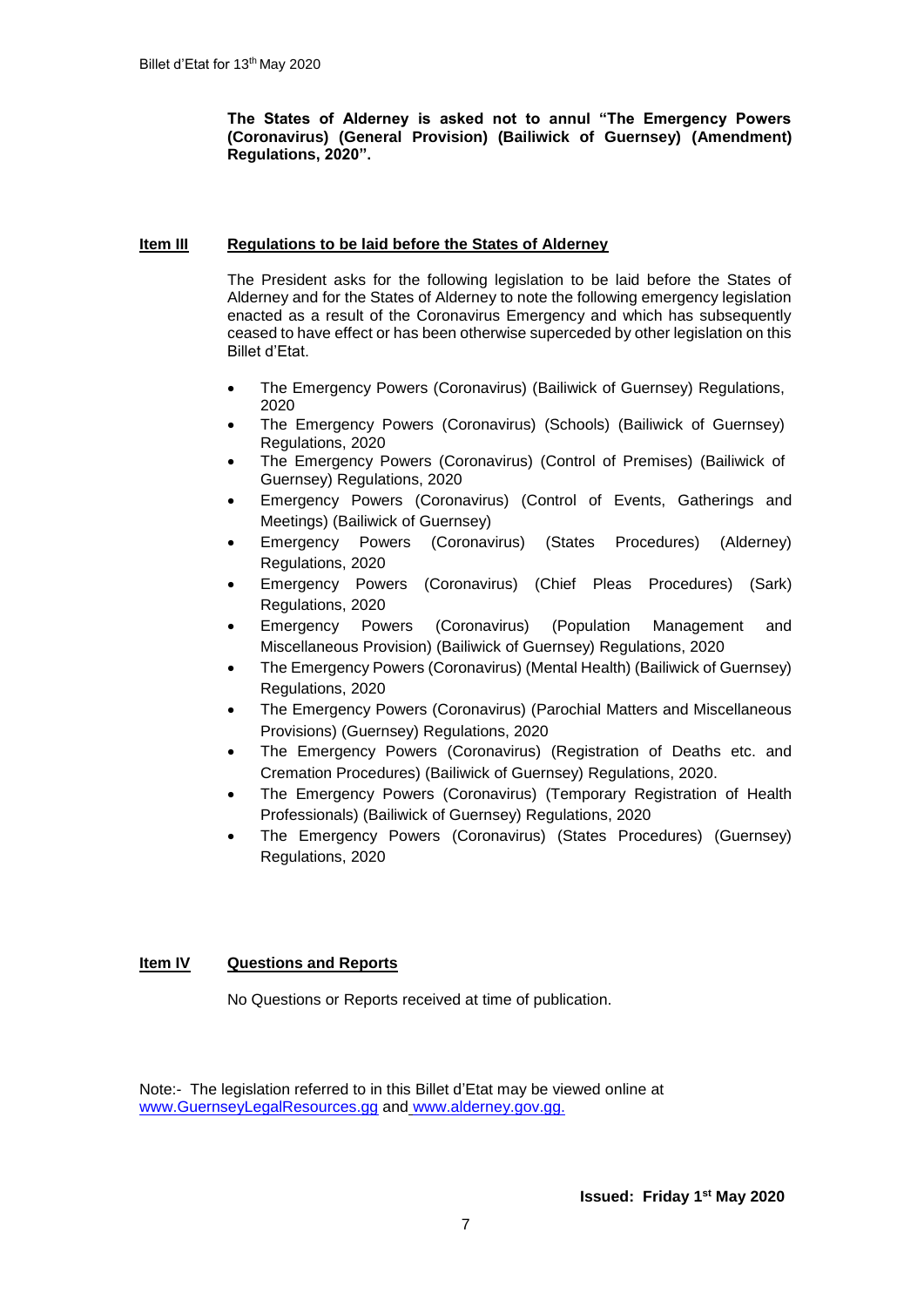**The States of Alderney is asked not to annul "The Emergency Powers (Coronavirus) (General Provision) (Bailiwick of Guernsey) (Amendment) Regulations, 2020".**

## Item III Regulations to be laid before the States of Alderney

The President asks for the following legislation to be laid before the States of Alderney and for the States of Alderney to note the following emergency legislation enacted as a result of the Coronavirus Emergency and which has subsequently ceased to have effect or has been otherwise superceded by other legislation on this Billet d'Etat.

- The Emergency Powers (Coronavirus) (Bailiwick of Guernsey) Regulations, 2020
- The Emergency Powers (Coronavirus) (Schools) (Bailiwick of Guernsey) Regulations, 2020
- The Emergency Powers (Coronavirus) (Control of Premises) (Bailiwick of Guernsey) Regulations, 2020
- Emergency Powers (Coronavirus) (Control of Events, Gatherings and Meetings) (Bailiwick of Guernsey)
- Emergency Powers (Coronavirus) (States Procedures) (Alderney) Regulations, 2020
- Emergency Powers (Coronavirus) (Chief Pleas Procedures) (Sark) Regulations, 2020
- Emergency Powers (Coronavirus) (Population Management and Miscellaneous Provision) (Bailiwick of Guernsey) Regulations, 2020
- The Emergency Powers (Coronavirus) (Mental Health) (Bailiwick of Guernsey) Regulations, 2020
- The Emergency Powers (Coronavirus) (Parochial Matters and Miscellaneous Provisions) (Guernsey) Regulations, 2020
- The Emergency Powers (Coronavirus) (Registration of Deaths etc. and Cremation Procedures) (Bailiwick of Guernsey) Regulations, 2020.
- The Emergency Powers (Coronavirus) (Temporary Registration of Health Professionals) (Bailiwick of Guernsey) Regulations, 2020
- The Emergency Powers (Coronavirus) (States Procedures) (Guernsey) Regulations, 2020

## Item IV Questions and Reports

No Questions or Reports received at time of publication.

Note:- The legislation referred to in this Billet d'Etat may be viewed online at www.GuernseyLegalResources.gg and www.alderney.gov.gg.

**Issued: Friday 1st May 2020**